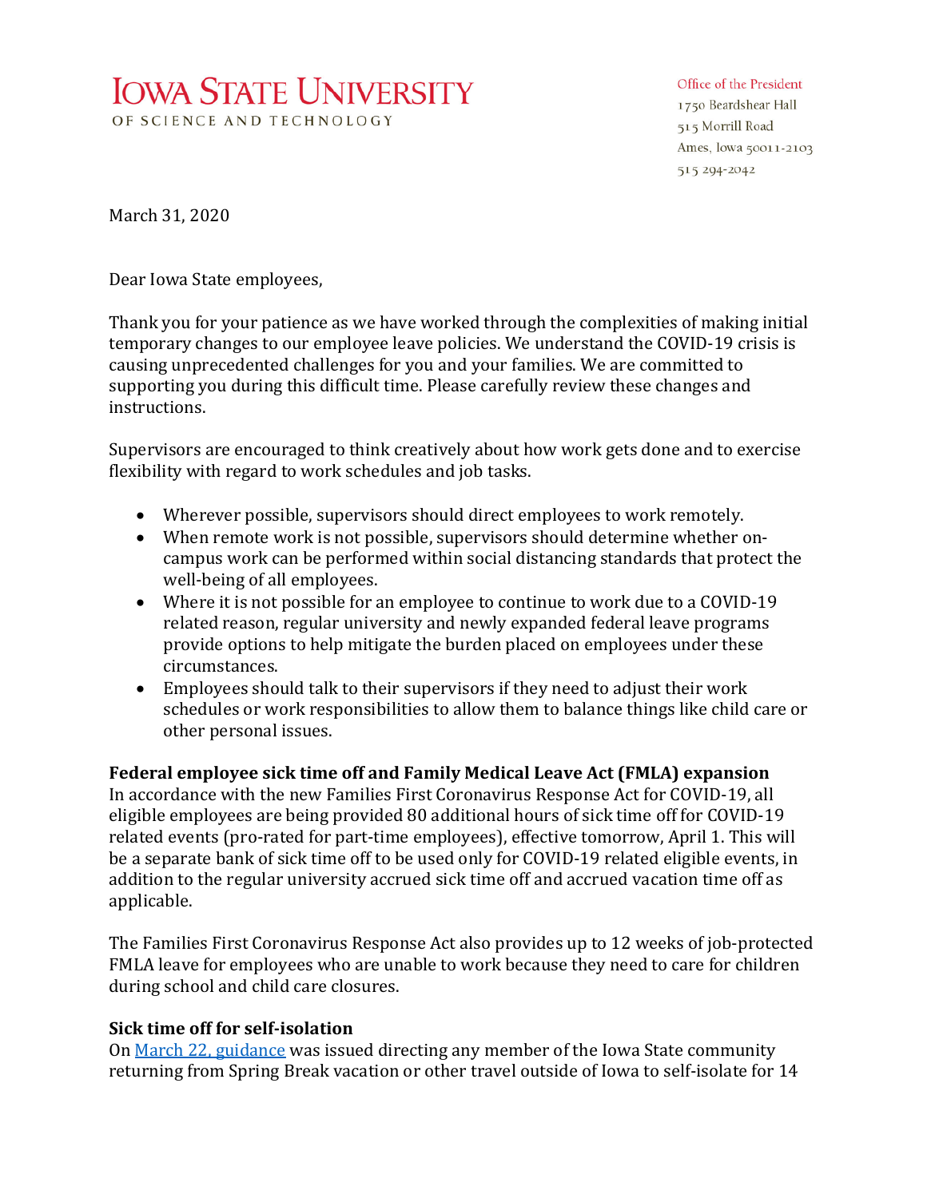**IOWA STATE UNIVERSITY**
OF SCIENCE AND TECHNOLOGY

Office of the President
1750 Beardshear Hall
515 Morrill Road
Ames, Iowa 50011-2103
515 294-2042

March 31, 2020

Dear Iowa State employees,

Thank you for your patience as we have worked through the complexities of making initial temporary changes to our employee leave policies. We understand the COVID-19 crisis is causing unprecedented challenges for you and your families. We are committed to supporting you during this difficult time. Please carefully review these changes and instructions.

Supervisors are encouraged to think creatively about how work gets done and to exercise flexibility with regard to work schedules and job tasks.

- Wherever possible, supervisors should direct employees to work remotely.
- When remote work is not possible, supervisors should determine whether on-campus work can be performed within social distancing standards that protect the well-being of all employees.
- Where it is not possible for an employee to continue to work due to a COVID-19 related reason, regular university and newly expanded federal leave programs provide options to help mitigate the burden placed on employees under these circumstances.
- Employees should talk to their supervisors if they need to adjust their work schedules or work responsibilities to allow them to balance things like child care or other personal issues.

**Federal employee sick time off and Family Medical Leave Act (FMLA) expansion**
In accordance with the new Families First Coronavirus Response Act for COVID-19, all eligible employees are being provided 80 additional hours of sick time off for COVID-19 related events (pro-rated for part-time employees), effective tomorrow, April 1. This will be a separate bank of sick time off to be used only for COVID-19 related eligible events, in addition to the regular university accrued sick time off and accrued vacation time off as applicable.

The Families First Coronavirus Response Act also provides up to 12 weeks of job-protected FMLA leave for employees who are unable to work because they need to care for children during school and child care closures.

**Sick time off for self-isolation**
On [March 22, guidance](#) was issued directing any member of the Iowa State community returning from Spring Break vacation or other travel outside of Iowa to self-isolate for 14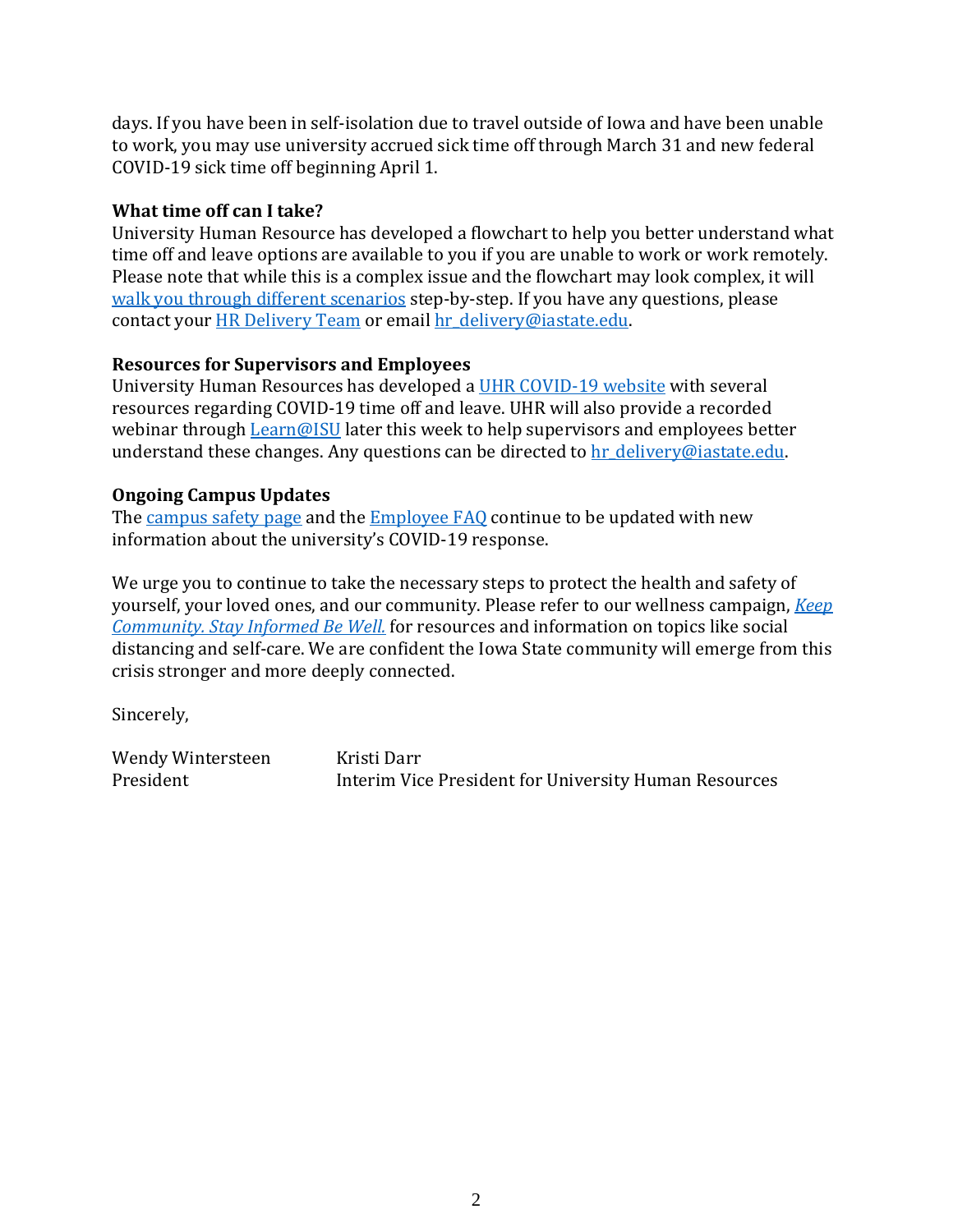days. If you have been in self-isolation due to travel outside of Iowa and have been unable to work, you may use university accrued sick time off through March 31 and new federal COVID-19 sick time off beginning April 1.

**What time off can I take?**
University Human Resource has developed a flowchart to help you better understand what time off and leave options are available to you if you are unable to work or work remotely. Please note that while this is a complex issue and the flowchart may look complex, it will walk you through different scenarios step-by-step. If you have any questions, please contact your HR Delivery Team or email hr_delivery@iastate.edu.

**Resources for Supervisors and Employees**
University Human Resources has developed a UHR COVID-19 website with several resources regarding COVID-19 time off and leave. UHR will also provide a recorded webinar through Learn@ISU later this week to help supervisors and employees better understand these changes. Any questions can be directed to hr_delivery@iastate.edu.

**Ongoing Campus Updates**
The campus safety page and the Employee FAQ continue to be updated with new information about the university's COVID-19 response.

We urge you to continue to take the necessary steps to protect the health and safety of yourself, your loved ones, and our community. Please refer to our wellness campaign, *Keep Community. Stay Informed Be Well.* for resources and information on topics like social distancing and self-care. We are confident the Iowa State community will emerge from this crisis stronger and more deeply connected.

Sincerely,

Wendy Wintersteen
President

Kristi Darr
Interim Vice President for University Human Resources